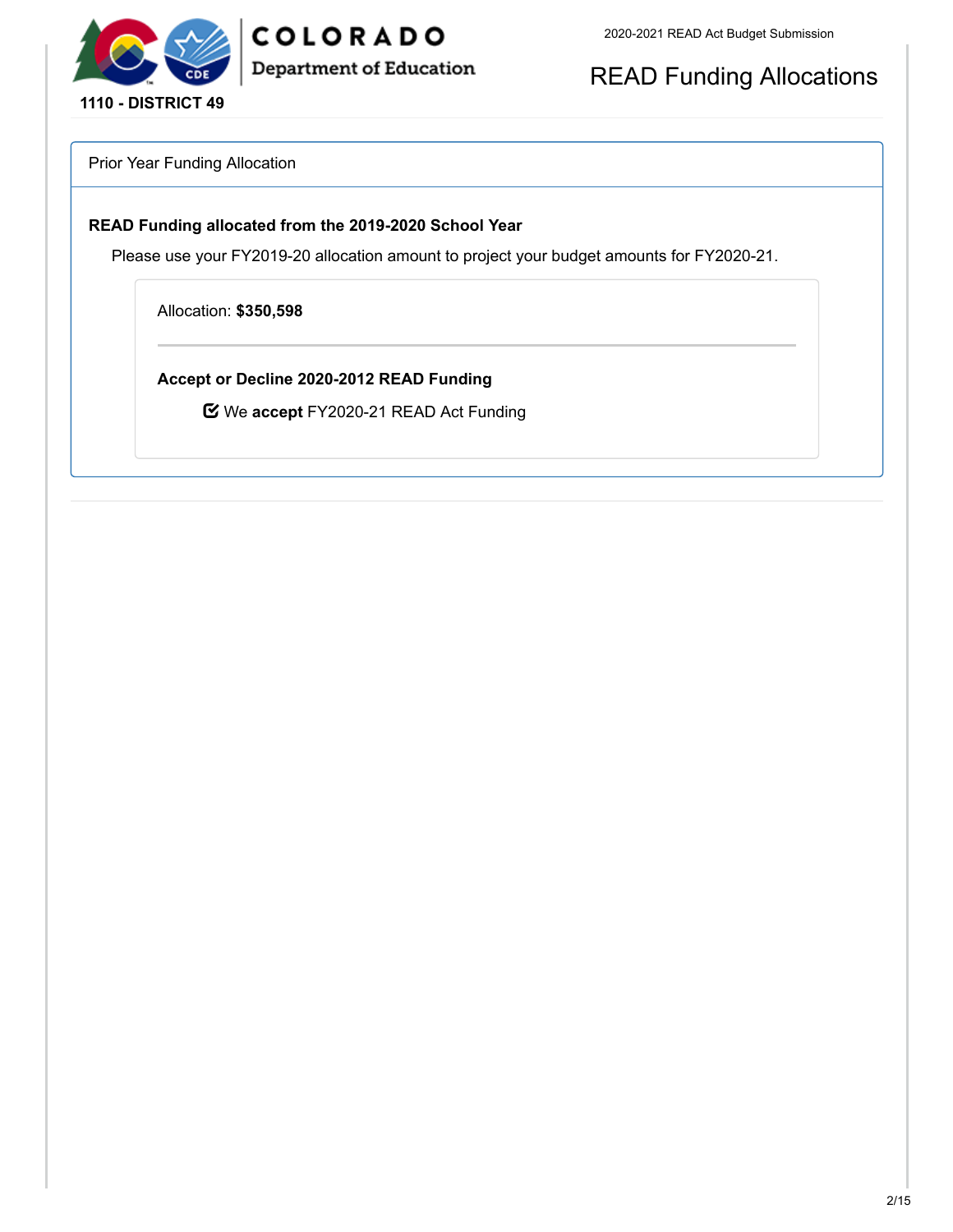**1110 - DISTRICT 49**

2020-2021 READ Act Budget Submission

# READ Funding Allocations

## Prior Year Funding Allocation

### READ Funding allocated from the 2019-2020 School Year

Please use your FY2019-20 allocation amount to project your budget amounts for FY2020-21.

Allocation: **$350,598**

---

**Accept or Decline 2020-2012 READ Funding**

☑ We **accept** FY2020-21 READ Act Funding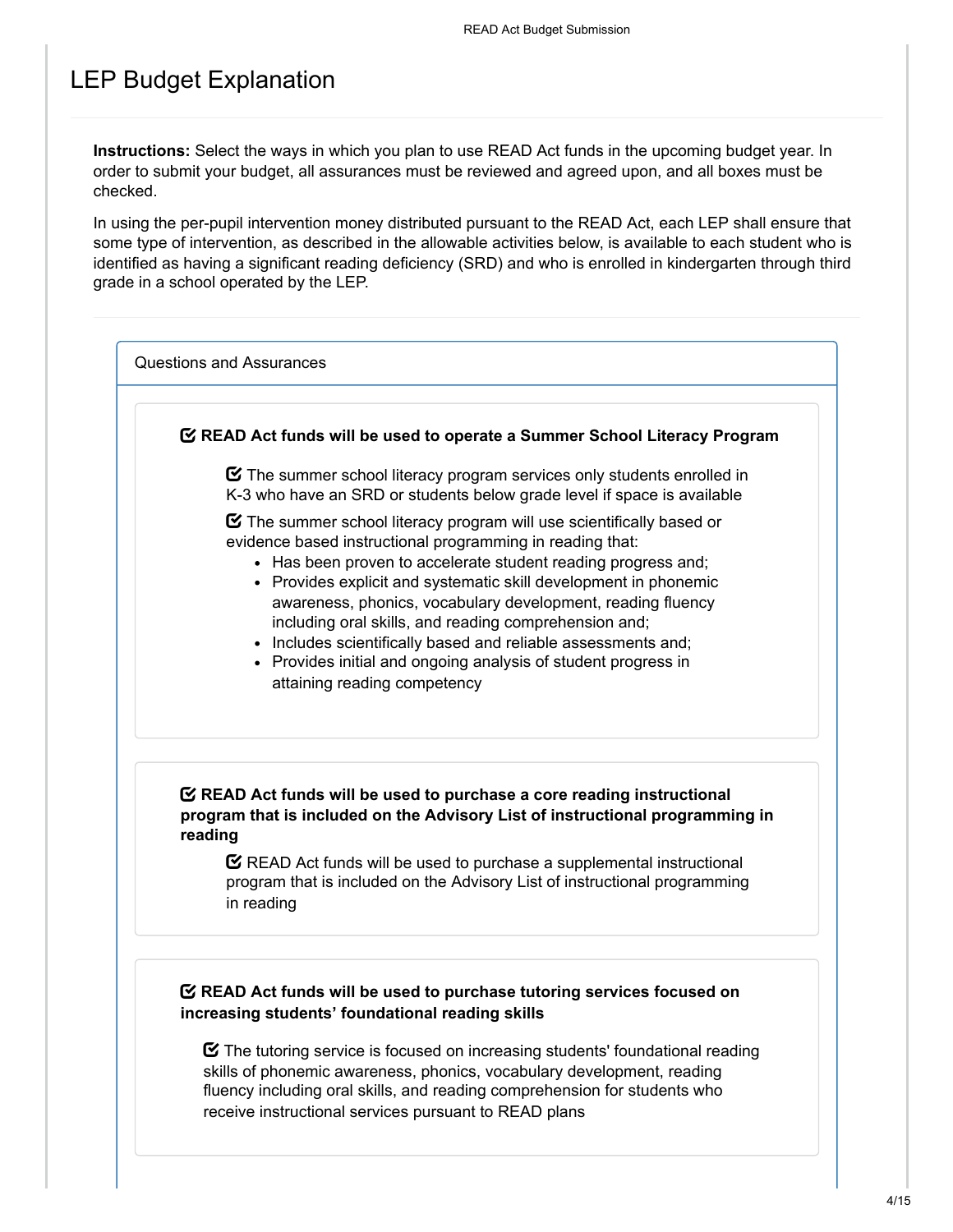# LEP Budget Explanation

**Instructions:** Select the ways in which you plan to use READ Act funds in the upcoming budget year. In order to submit your budget, all assurances must be reviewed and agreed upon, and all boxes must be checked.

In using the per-pupil intervention money distributed pursuant to the READ Act, each LEP shall ensure that some type of intervention, as described in the allowable activities below, is available to each student who is identified as having a significant reading deficiency (SRD) and who is enrolled in kindergarten through third grade in a school operated by the LEP.

## Questions and Assurances

☑ **READ Act funds will be used to operate a Summer School Literacy Program**

- ☑ The summer school literacy program services only students enrolled in K-3 who have an SRD or students below grade level if space is available
- ☑ The summer school literacy program will use scientifically based or evidence based instructional programming in reading that:
  - Has been proven to accelerate student reading progress and;
  - Provides explicit and systematic skill development in phonemic awareness, phonics, vocabulary development, reading fluency including oral skills, and reading comprehension and;
  - Includes scientifically based and reliable assessments and;
  - Provides initial and ongoing analysis of student progress in attaining reading competency

☑ **READ Act funds will be used to purchase a core reading instructional program that is included on the Advisory List of instructional programming in reading**

- ☑ READ Act funds will be used to purchase a supplemental instructional program that is included on the Advisory List of instructional programming in reading

☑ **READ Act funds will be used to purchase tutoring services focused on increasing students' foundational reading skills**

- ☑ The tutoring service is focused on increasing students' foundational reading skills of phonemic awareness, phonics, vocabulary development, reading fluency including oral skills, and reading comprehension for students who receive instructional services pursuant to READ plans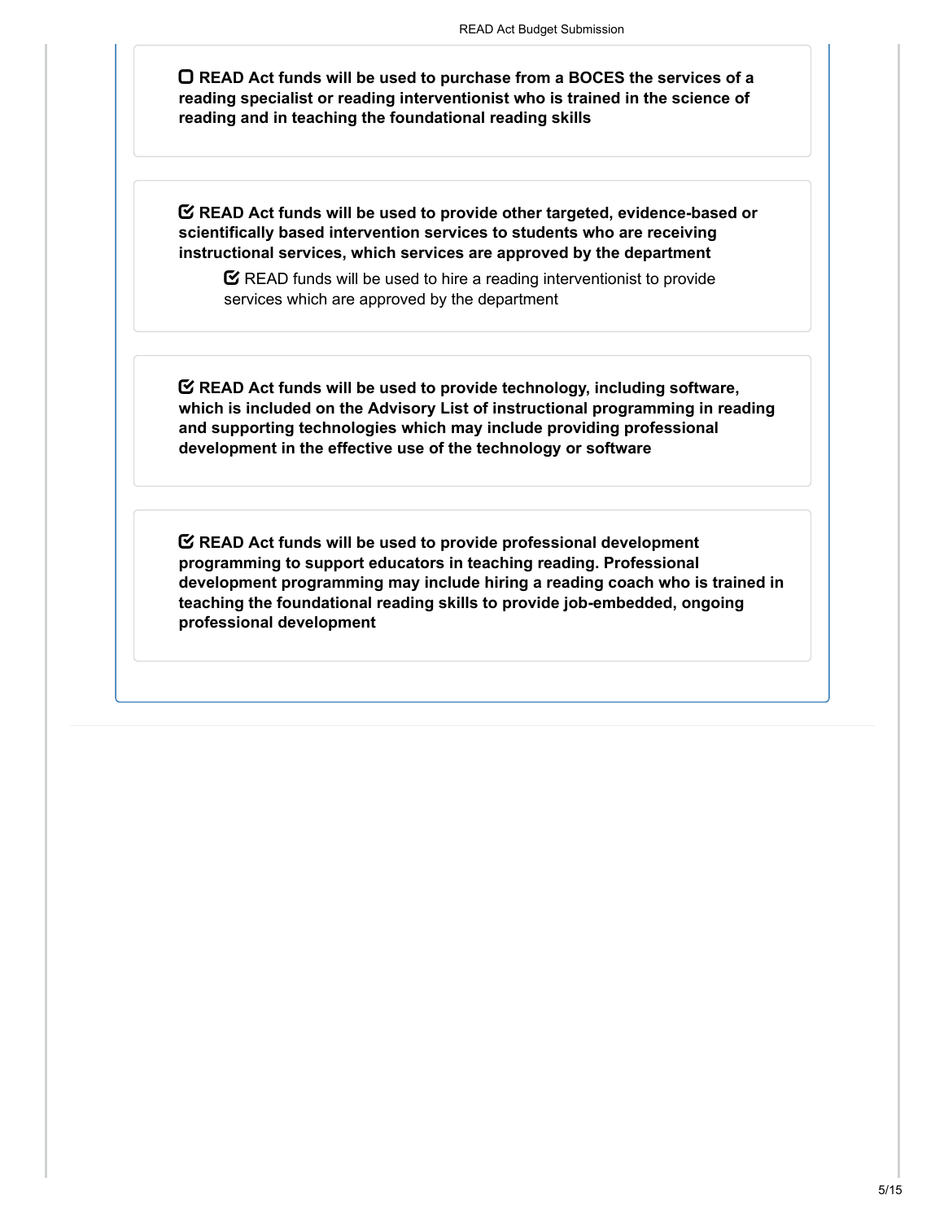- [ ] **READ Act funds will be used to purchase from a BOCES the services of a reading specialist or reading interventionist who is trained in the science of reading and in teaching the foundational reading skills**

- [x] **READ Act funds will be used to provide other targeted, evidence-based or scientifically based intervention services to students who are receiving instructional services, which services are approved by the department**
  - [x] READ funds will be used to hire a reading interventionist to provide services which are approved by the department

- [x] **READ Act funds will be used to provide technology, including software, which is included on the Advisory List of instructional programming in reading and supporting technologies which may include providing professional development in the effective use of the technology or software**

- [x] **READ Act funds will be used to provide professional development programming to support educators in teaching reading. Professional development programming may include hiring a reading coach who is trained in teaching the foundational reading skills to provide job-embedded, ongoing professional development**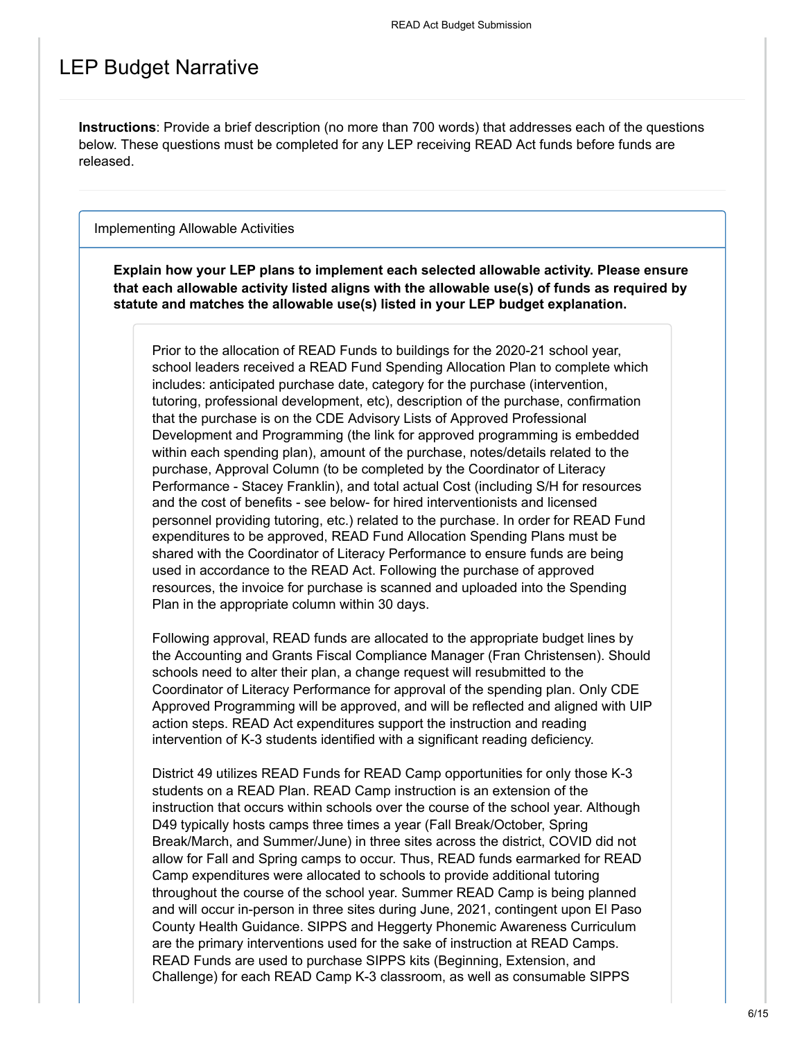# LEP Budget Narrative

**Instructions**: Provide a brief description (no more than 700 words) that addresses each of the questions below. These questions must be completed for any LEP receiving READ Act funds before funds are released.

## Implementing Allowable Activities

**Explain how your LEP plans to implement each selected allowable activity. Please ensure that each allowable activity listed aligns with the allowable use(s) of funds as required by statute and matches the allowable use(s) listed in your LEP budget explanation.**

Prior to the allocation of READ Funds to buildings for the 2020-21 school year, school leaders received a READ Fund Spending Allocation Plan to complete which includes: anticipated purchase date, category for the purchase (intervention, tutoring, professional development, etc), description of the purchase, confirmation that the purchase is on the CDE Advisory Lists of Approved Professional Development and Programming (the link for approved programming is embedded within each spending plan), amount of the purchase, notes/details related to the purchase, Approval Column (to be completed by the Coordinator of Literacy Performance - Stacey Franklin), and total actual Cost (including S/H for resources and the cost of benefits - see below- for hired interventionists and licensed personnel providing tutoring, etc.) related to the purchase. In order for READ Fund expenditures to be approved, READ Fund Allocation Spending Plans must be shared with the Coordinator of Literacy Performance to ensure funds are being used in accordance to the READ Act. Following the purchase of approved resources, the invoice for purchase is scanned and uploaded into the Spending Plan in the appropriate column within 30 days.

Following approval, READ funds are allocated to the appropriate budget lines by the Accounting and Grants Fiscal Compliance Manager (Fran Christensen). Should schools need to alter their plan, a change request will resubmitted to the Coordinator of Literacy Performance for approval of the spending plan. Only CDE Approved Programming will be approved, and will be reflected and aligned with UIP action steps. READ Act expenditures support the instruction and reading intervention of K-3 students identified with a significant reading deficiency.

District 49 utilizes READ Funds for READ Camp opportunities for only those K-3 students on a READ Plan. READ Camp instruction is an extension of the instruction that occurs within schools over the course of the school year. Although D49 typically hosts camps three times a year (Fall Break/October, Spring Break/March, and Summer/June) in three sites across the district, COVID did not allow for Fall and Spring camps to occur. Thus, READ funds earmarked for READ Camp expenditures were allocated to schools to provide additional tutoring throughout the course of the school year. Summer READ Camp is being planned and will occur in-person in three sites during June, 2021, contingent upon El Paso County Health Guidance. SIPPS and Heggerty Phonemic Awareness Curriculum are the primary interventions used for the sake of instruction at READ Camps. READ Funds are used to purchase SIPPS kits (Beginning, Extension, and Challenge) for each READ Camp K-3 classroom, as well as consumable SIPPS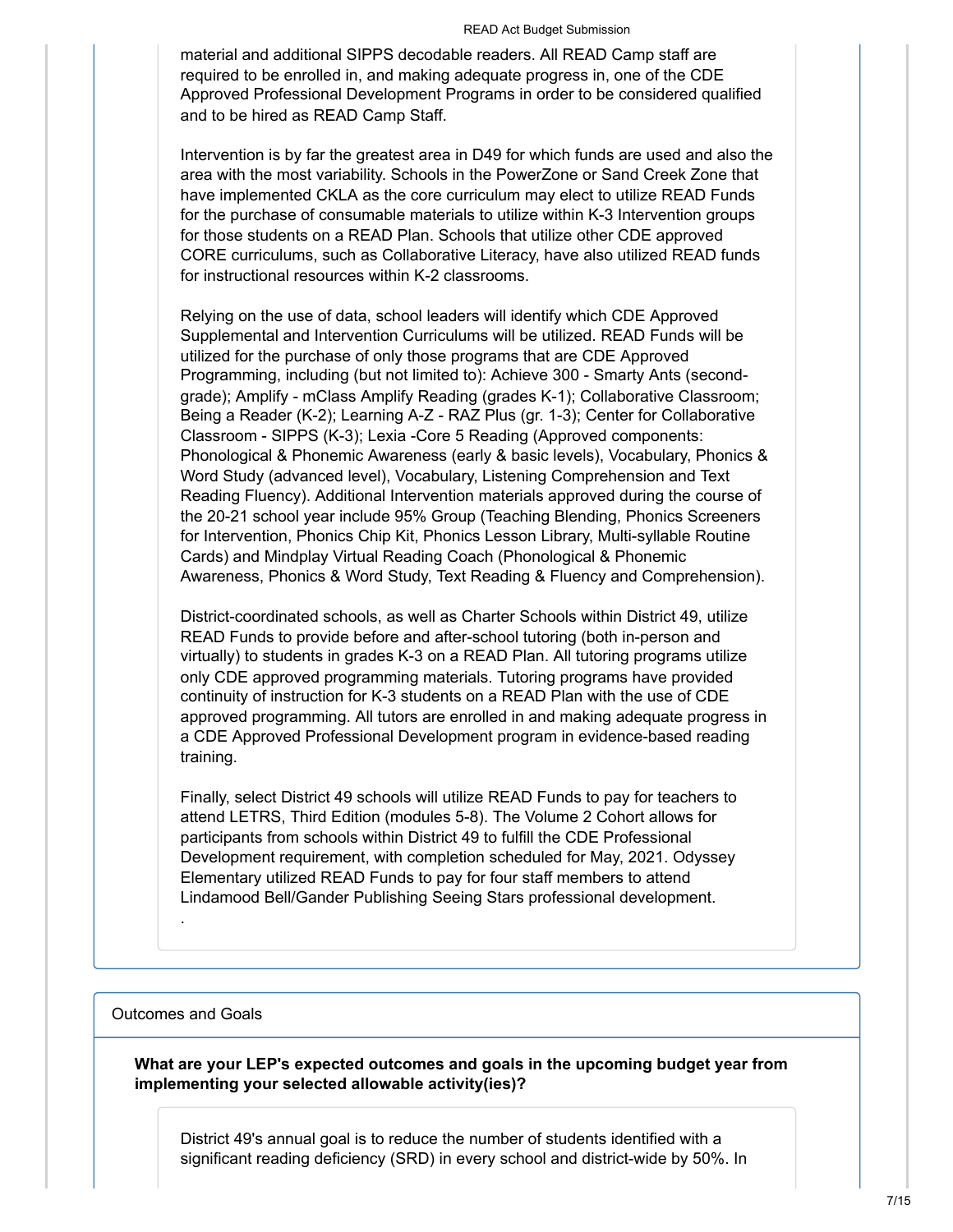material and additional SIPPS decodable readers. All READ Camp staff are required to be enrolled in, and making adequate progress in, one of the CDE Approved Professional Development Programs in order to be considered qualified and to be hired as READ Camp Staff.

Intervention is by far the greatest area in D49 for which funds are used and also the area with the most variability. Schools in the PowerZone or Sand Creek Zone that have implemented CKLA as the core curriculum may elect to utilize READ Funds for the purchase of consumable materials to utilize within K-3 Intervention groups for those students on a READ Plan. Schools that utilize other CDE approved CORE curriculums, such as Collaborative Literacy, have also utilized READ funds for instructional resources within K-2 classrooms.

Relying on the use of data, school leaders will identify which CDE Approved Supplemental and Intervention Curriculums will be utilized. READ Funds will be utilized for the purchase of only those programs that are CDE Approved Programming, including (but not limited to): Achieve 300 - Smarty Ants (second-grade); Amplify - mClass Amplify Reading (grades K-1); Collaborative Classroom; Being a Reader (K-2); Learning A-Z - RAZ Plus (gr. 1-3); Center for Collaborative Classroom - SIPPS (K-3); Lexia -Core 5 Reading (Approved components: Phonological & Phonemic Awareness (early & basic levels), Vocabulary, Phonics & Word Study (advanced level), Vocabulary, Listening Comprehension and Text Reading Fluency). Additional Intervention materials approved during the course of the 20-21 school year include 95% Group (Teaching Blending, Phonics Screeners for Intervention, Phonics Chip Kit, Phonics Lesson Library, Multi-syllable Routine Cards) and Mindplay Virtual Reading Coach (Phonological & Phonemic Awareness, Phonics & Word Study, Text Reading & Fluency and Comprehension).

District-coordinated schools, as well as Charter Schools within District 49, utilize READ Funds to provide before and after-school tutoring (both in-person and virtually) to students in grades K-3 on a READ Plan. All tutoring programs utilize only CDE approved programming materials. Tutoring programs have provided continuity of instruction for K-3 students on a READ Plan with the use of CDE approved programming. All tutors are enrolled in and making adequate progress in a CDE Approved Professional Development program in evidence-based reading training.

Finally, select District 49 schools will utilize READ Funds to pay for teachers to attend LETRS, Third Edition (modules 5-8). The Volume 2 Cohort allows for participants from schools within District 49 to fulfill the CDE Professional Development requirement, with completion scheduled for May, 2021. Odyssey Elementary utilized READ Funds to pay for four staff members to attend Lindamood Bell/Gander Publishing Seeing Stars professional development.

.

## Outcomes and Goals

**What are your LEP's expected outcomes and goals in the upcoming budget year from implementing your selected allowable activity(ies)?**

District 49's annual goal is to reduce the number of students identified with a significant reading deficiency (SRD) in every school and district-wide by 50%. In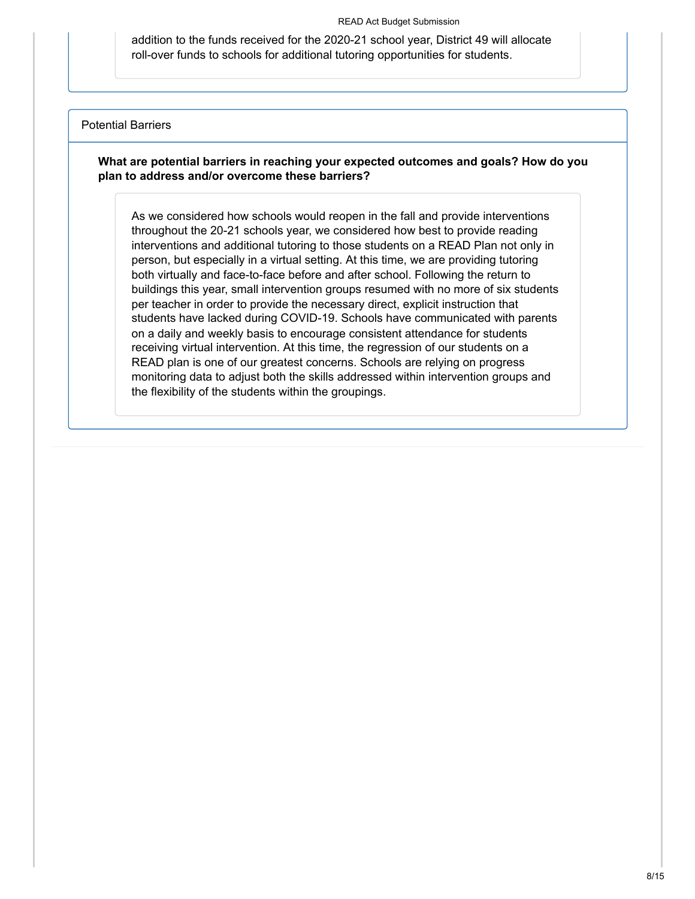addition to the funds received for the 2020-21 school year, District 49 will allocate roll-over funds to schools for additional tutoring opportunities for students.

## Potential Barriers

**What are potential barriers in reaching your expected outcomes and goals? How do you plan to address and/or overcome these barriers?**

As we considered how schools would reopen in the fall and provide interventions throughout the 20-21 schools year, we considered how best to provide reading interventions and additional tutoring to those students on a READ Plan not only in person, but especially in a virtual setting. At this time, we are providing tutoring both virtually and face-to-face before and after school. Following the return to buildings this year, small intervention groups resumed with no more of six students per teacher in order to provide the necessary direct, explicit instruction that students have lacked during COVID-19. Schools have communicated with parents on a daily and weekly basis to encourage consistent attendance for students receiving virtual intervention. At this time, the regression of our students on a READ plan is one of our greatest concerns. Schools are relying on progress monitoring data to adjust both the skills addressed within intervention groups and the flexibility of the students within the groupings.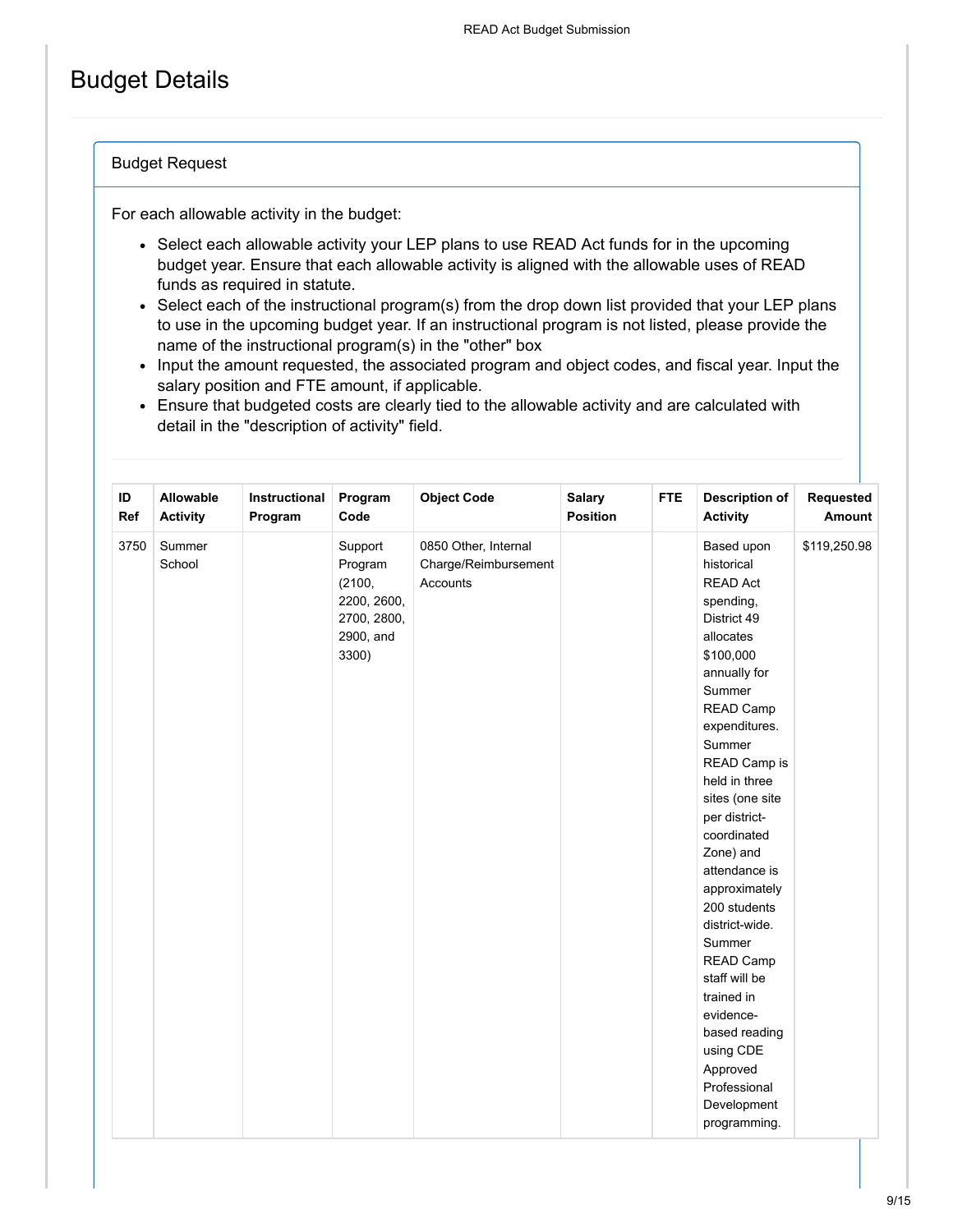# Budget Details

## Budget Request

For each allowable activity in the budget:

- Select each allowable activity your LEP plans to use READ Act funds for in the upcoming budget year. Ensure that each allowable activity is aligned with the allowable uses of READ funds as required in statute.
- Select each of the instructional program(s) from the drop down list provided that your LEP plans to use in the upcoming budget year. If an instructional program is not listed, please provide the name of the instructional program(s) in the "other" box
- Input the amount requested, the associated program and object codes, and fiscal year. Input the salary position and FTE amount, if applicable.
- Ensure that budgeted costs are clearly tied to the allowable activity and are calculated with detail in the "description of activity" field.

| ID Ref | Allowable Activity | Instructional Program | Program Code | Object Code | Salary Position | FTE | Description of Activity | Requested Amount |
|---|---|---|---|---|---|---|---|---|
| 3750 | Summer School | | Support Program (2100, 2200, 2600, 2700, 2800, 2900, and 3300) | 0850 Other, Internal Charge/Reimbursement Accounts | | | Based upon historical READ Act spending, District 49 allocates $100,000 annually for Summer READ Camp expenditures. Summer READ Camp is held in three sites (one site per district-coordinated Zone) and attendance is approximately 200 students district-wide. Summer READ Camp staff will be trained in evidence-based reading using CDE Approved Professional Development programming. | $119,250.98 |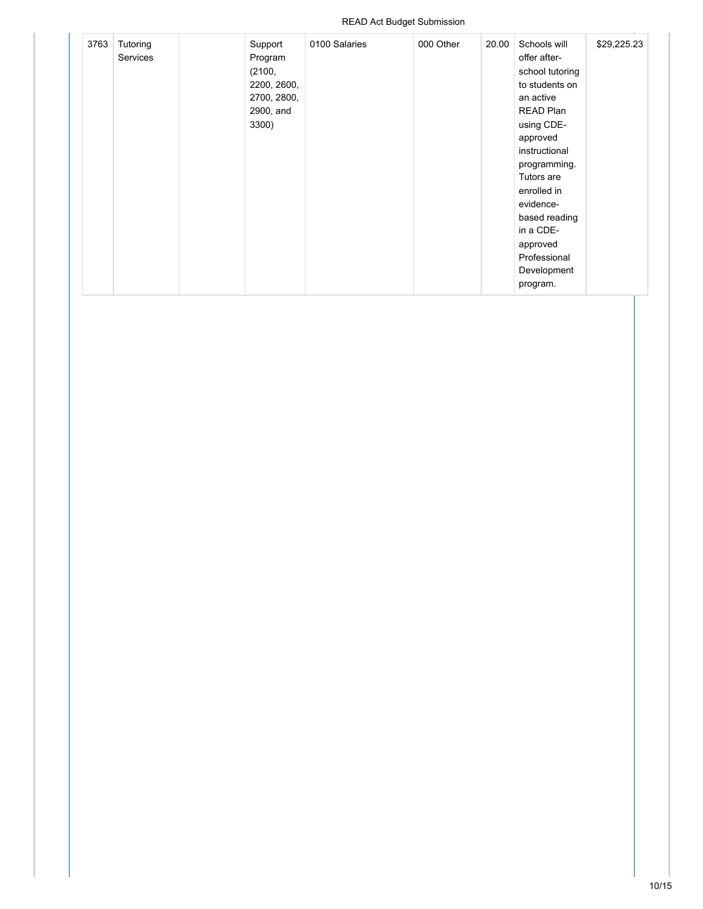| 3763 | Tutoring Services | | Support Program (2100, 2200, 2600, 2700, 2800, 2900, and 3300) | 0100 Salaries | 000 Other | 20.00 | Schools will offer after-school tutoring to students on an active READ Plan using CDE-approved instructional programming. Tutors are enrolled in evidence-based reading in a CDE-approved Professional Development program. | $29,225.23 |
|---|---|---|---|---|---|---|---|---|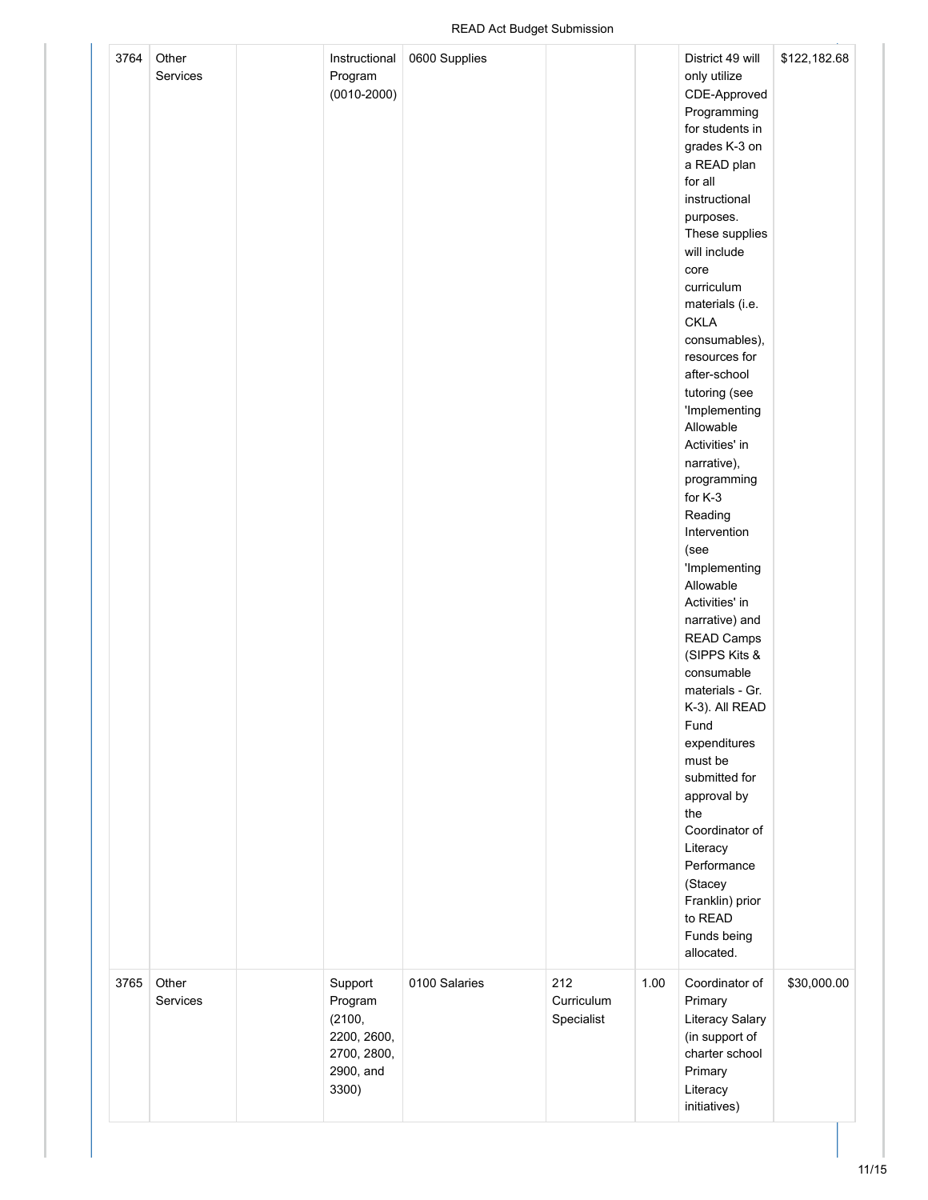| 3764 | Other Services | | Instructional Program (0010-2000) | 0600 Supplies | | | District 49 will only utilize CDE-Approved Programming for students in grades K-3 on a READ plan for all instructional purposes. These supplies will include core curriculum materials (i.e. CKLA consumables), resources for after-school tutoring (see 'Implementing Allowable Activities' in narrative), programming for K-3 Reading Intervention (see 'Implementing Allowable Activities' in narrative) and READ Camps (SIPPS Kits & consumable materials - Gr. K-3). All READ Fund expenditures must be submitted for approval by the Coordinator of Literacy Performance (Stacey Franklin) prior to READ Funds being allocated. | $122,182.68 |
|---|---|---|---|---|---|---|---|---|
| 3765 | Other Services | | Support Program (2100, 2200, 2600, 2700, 2800, 2900, and 3300) | 0100 Salaries | 212 Curriculum Specialist | 1.00 | Coordinator of Primary Literacy Salary (in support of charter school Primary Literacy initiatives) | $30,000.00 |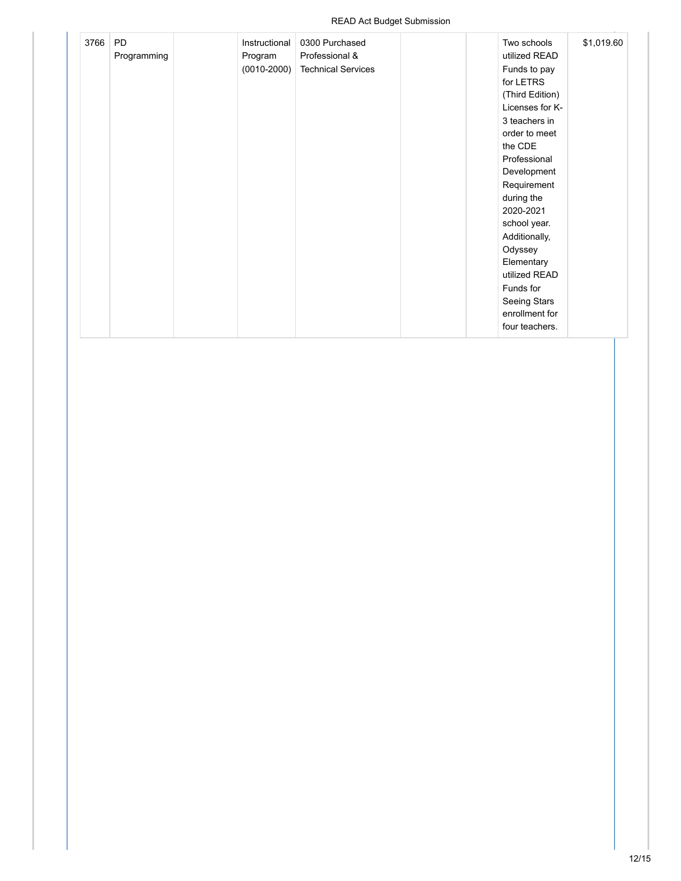| 3766 | PD Programming | | Instructional Program (0010-2000) | 0300 Purchased Professional & Technical Services | | | Two schools utilized READ Funds to pay for LETRS (Third Edition) Licenses for K-3 teachers in order to meet the CDE Professional Development Requirement during the 2020-2021 school year. Additionally, Odyssey Elementary utilized READ Funds for Seeing Stars enrollment for four teachers. | $1,019.60 |
|---|---|---|---|---|---|---|---|---|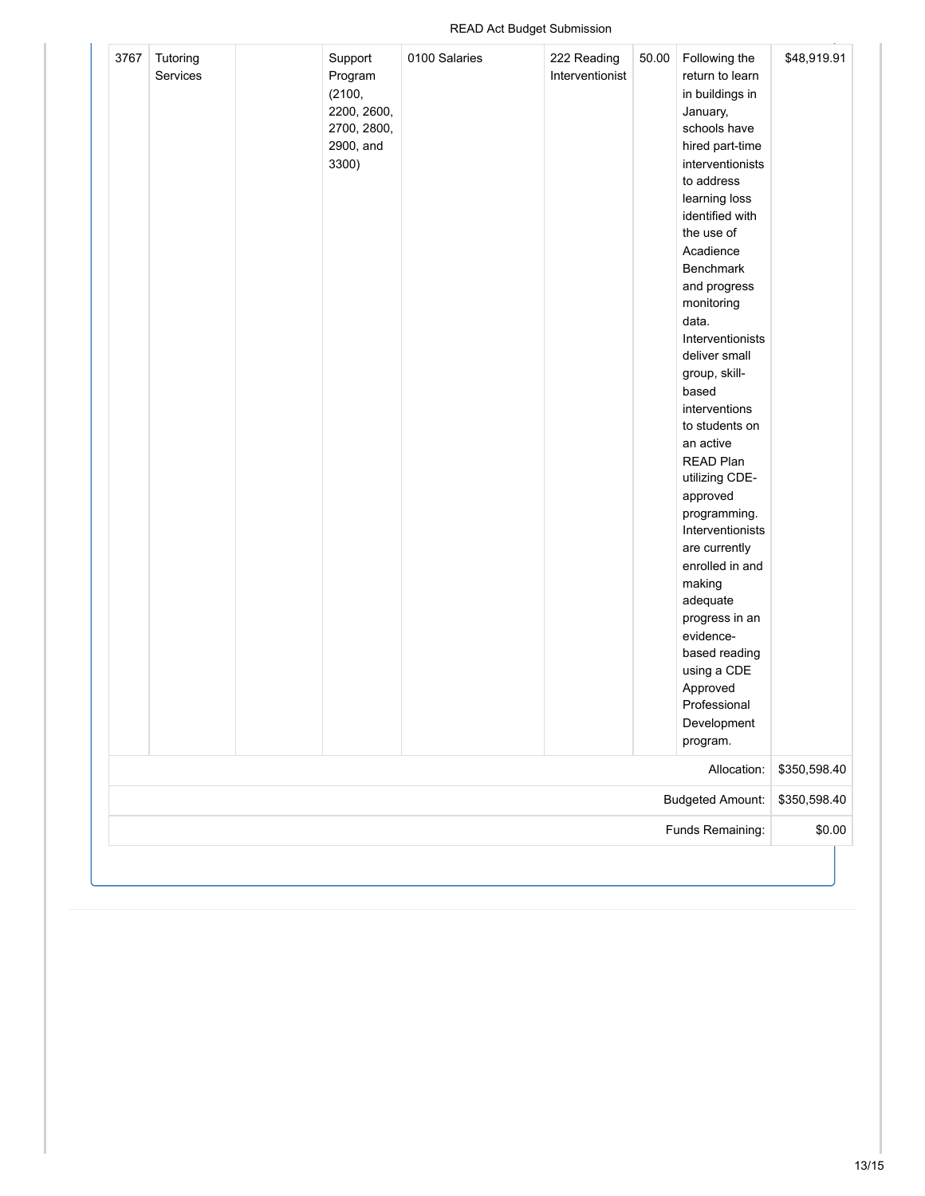| | | | | | | | | |
|---|---|---|---|---|---|---|---|---|
| 3767 | Tutoring Services | | Support Program (2100, 2200, 2600, 2700, 2800, 2900, and 3300) | 0100 Salaries | 222 Reading Interventionist | 50.00 | Following the return to learn in buildings in January, schools have hired part-time interventionists to address learning loss identified with the use of Acadience Benchmark and progress monitoring data. Interventionists deliver small group, skill-based interventions to students on an active READ Plan utilizing CDE-approved programming. Interventionists are currently enrolled in and making adequate progress in an evidence-based reading using a CDE Approved Professional Development program. | $48,919.91 |
| | | | | | | | Allocation: | $350,598.40 |
| | | | | | | | Budgeted Amount: | $350,598.40 |
| | | | | | | | Funds Remaining: | $0.00 |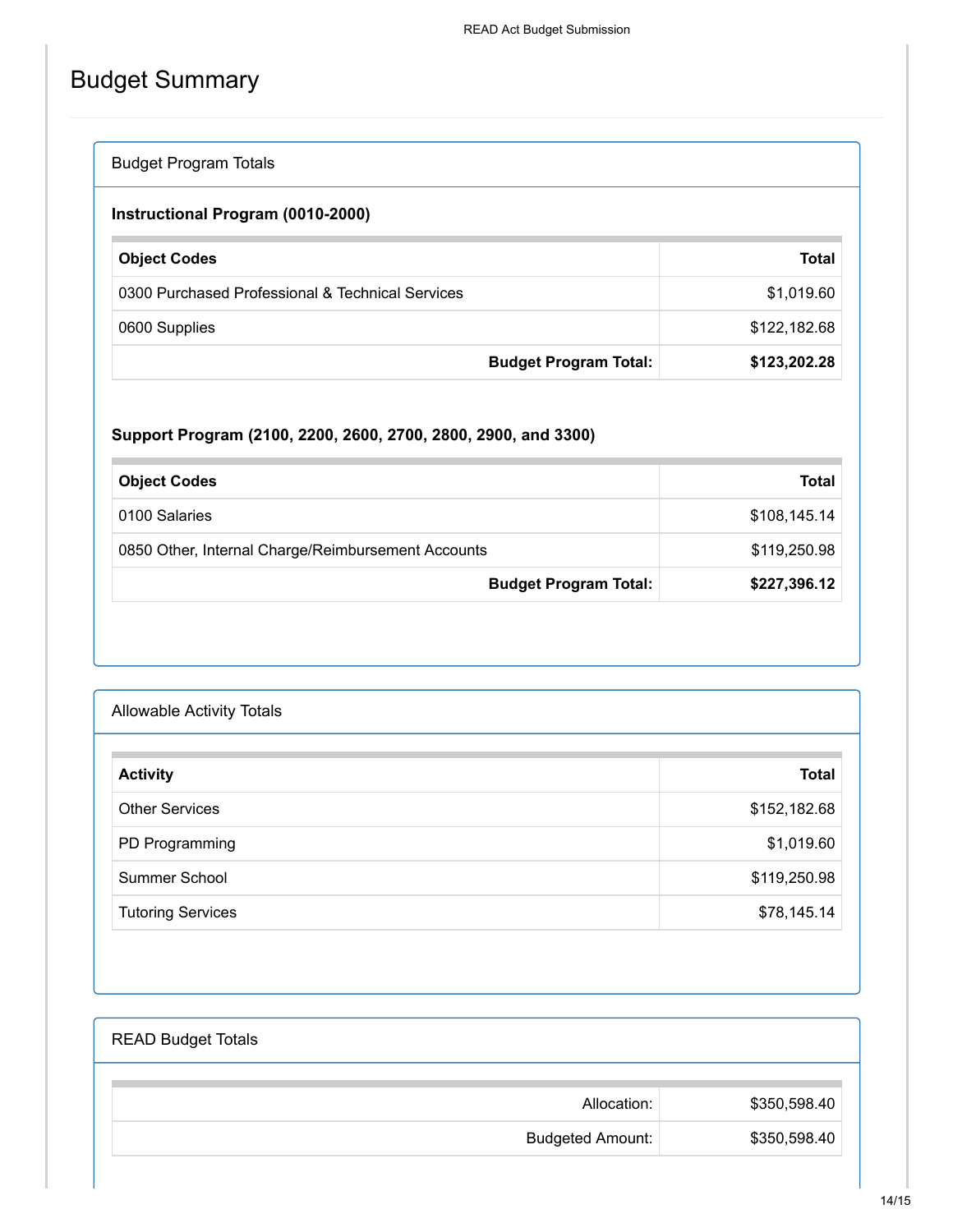# Budget Summary

## Budget Program Totals

### Instructional Program (0010-2000)

| Object Codes | Total |
|---|---:|
| 0300 Purchased Professional & Technical Services | $1,019.60 |
| 0600 Supplies | $122,182.68 |
| **Budget Program Total:** | **$123,202.28** |

### Support Program (2100, 2200, 2600, 2700, 2800, 2900, and 3300)

| Object Codes | Total |
|---|---:|
| 0100 Salaries | $108,145.14 |
| 0850 Other, Internal Charge/Reimbursement Accounts | $119,250.98 |
| **Budget Program Total:** | **$227,396.12** |

## Allowable Activity Totals

| Activity | Total |
|---|---:|
| Other Services | $152,182.68 |
| PD Programming | $1,019.60 |
| Summer School | $119,250.98 |
| Tutoring Services | $78,145.14 |

## READ Budget Totals

| | |
|---:|---:|
| Allocation: | $350,598.40 |
| Budgeted Amount: | $350,598.40 |